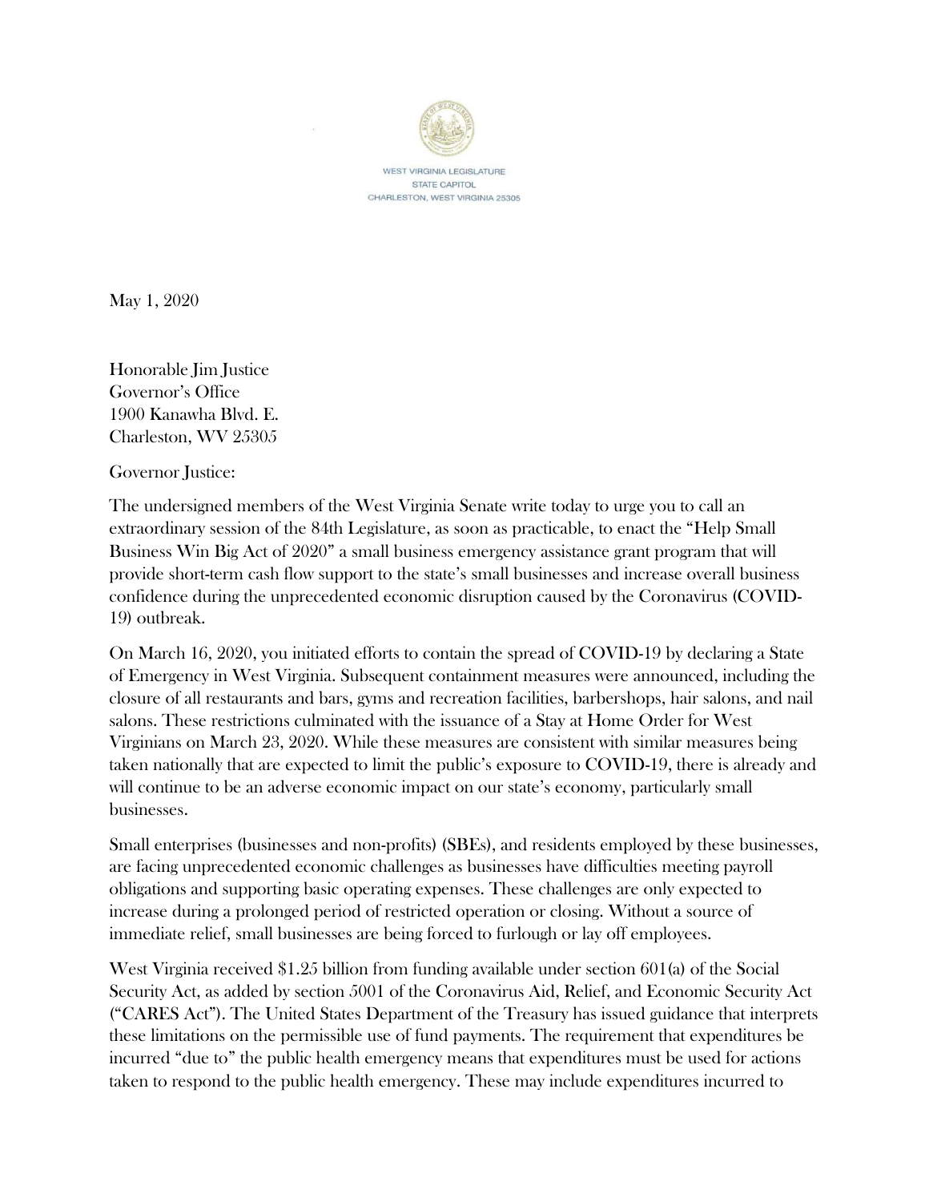WEST VIRGINIA LEGISLATURE
STATE CAPITOL
CHARLESTON, WEST VIRGINIA 25305

May 1, 2020

Honorable Jim Justice
Governor's Office
1900 Kanawha Blvd. E.
Charleston, WV 25305

Governor Justice:

The undersigned members of the West Virginia Senate write today to urge you to call an extraordinary session of the 84th Legislature, as soon as practicable, to enact the "Help Small Business Win Big Act of 2020" a small business emergency assistance grant program that will provide short-term cash flow support to the state's small businesses and increase overall business confidence during the unprecedented economic disruption caused by the Coronavirus (COVID-19) outbreak.

On March 16, 2020, you initiated efforts to contain the spread of COVID-19 by declaring a State of Emergency in West Virginia. Subsequent containment measures were announced, including the closure of all restaurants and bars, gyms and recreation facilities, barbershops, hair salons, and nail salons. These restrictions culminated with the issuance of a Stay at Home Order for West Virginians on March 23, 2020. While these measures are consistent with similar measures being taken nationally that are expected to limit the public's exposure to COVID-19, there is already and will continue to be an adverse economic impact on our state's economy, particularly small businesses.

Small enterprises (businesses and non-profits) (SBEs), and residents employed by these businesses, are facing unprecedented economic challenges as businesses have difficulties meeting payroll obligations and supporting basic operating expenses. These challenges are only expected to increase during a prolonged period of restricted operation or closing. Without a source of immediate relief, small businesses are being forced to furlough or lay off employees.

West Virginia received $1.25 billion from funding available under section 601(a) of the Social Security Act, as added by section 5001 of the Coronavirus Aid, Relief, and Economic Security Act ("CARES Act"). The United States Department of the Treasury has issued guidance that interprets these limitations on the permissible use of fund payments. The requirement that expenditures be incurred "due to" the public health emergency means that expenditures must be used for actions taken to respond to the public health emergency. These may include expenditures incurred to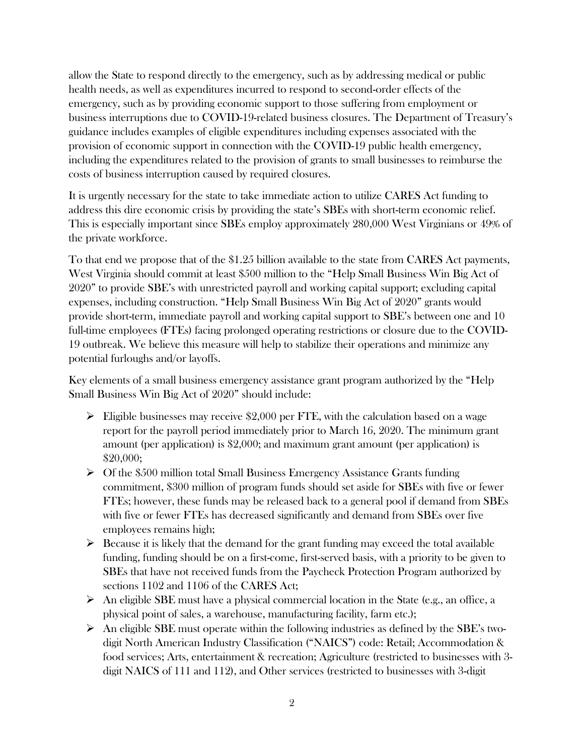allow the State to respond directly to the emergency, such as by addressing medical or public health needs, as well as expenditures incurred to respond to second-order effects of the emergency, such as by providing economic support to those suffering from employment or business interruptions due to COVID-19-related business closures. The Department of Treasury's guidance includes examples of eligible expenditures including expenses associated with the provision of economic support in connection with the COVID-19 public health emergency, including the expenditures related to the provision of grants to small businesses to reimburse the costs of business interruption caused by required closures.

It is urgently necessary for the state to take immediate action to utilize CARES Act funding to address this dire economic crisis by providing the state's SBEs with short-term economic relief. This is especially important since SBEs employ approximately 280,000 West Virginians or 49% of the private workforce.

To that end we propose that of the $1.25 billion available to the state from CARES Act payments, West Virginia should commit at least $500 million to the "Help Small Business Win Big Act of 2020" to provide SBE's with unrestricted payroll and working capital support; excluding capital expenses, including construction. "Help Small Business Win Big Act of 2020" grants would provide short-term, immediate payroll and working capital support to SBE's between one and 10 full-time employees (FTEs) facing prolonged operating restrictions or closure due to the COVID-19 outbreak. We believe this measure will help to stabilize their operations and minimize any potential furloughs and/or layoffs.

Key elements of a small business emergency assistance grant program authorized by the "Help Small Business Win Big Act of 2020" should include:

- Eligible businesses may receive $2,000 per FTE, with the calculation based on a wage report for the payroll period immediately prior to March 16, 2020. The minimum grant amount (per application) is $2,000; and maximum grant amount (per application) is $20,000;
- Of the $500 million total Small Business Emergency Assistance Grants funding commitment, $300 million of program funds should set aside for SBEs with five or fewer FTEs; however, these funds may be released back to a general pool if demand from SBEs with five or fewer FTEs has decreased significantly and demand from SBEs over five employees remains high;
- Because it is likely that the demand for the grant funding may exceed the total available funding, funding should be on a first-come, first-served basis, with a priority to be given to SBEs that have not received funds from the Paycheck Protection Program authorized by sections 1102 and 1106 of the CARES Act;
- An eligible SBE must have a physical commercial location in the State (e.g., an office, a physical point of sales, a warehouse, manufacturing facility, farm etc.);
- An eligible SBE must operate within the following industries as defined by the SBE's two-digit North American Industry Classification ("NAICS") code: Retail; Accommodation & food services; Arts, entertainment & recreation; Agriculture (restricted to businesses with 3-digit NAICS of 111 and 112), and Other services (restricted to businesses with 3-digit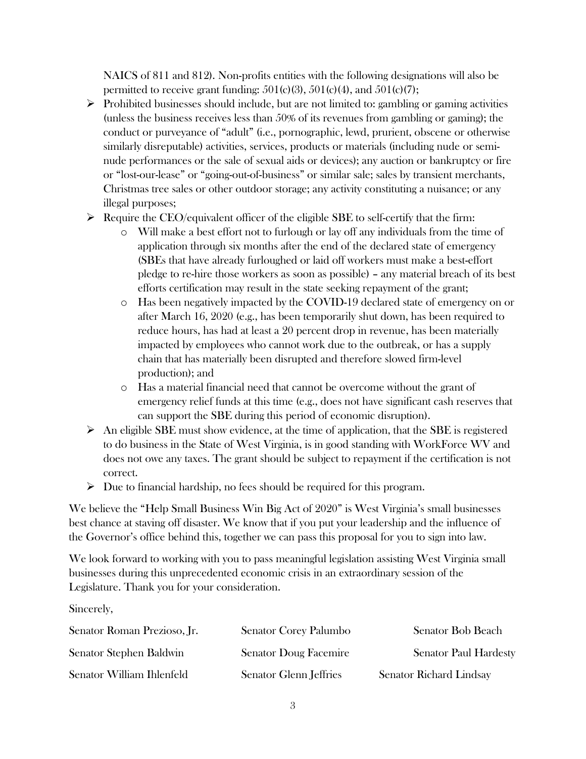NAICS of 811 and 812). Non-profits entities with the following designations will also be permitted to receive grant funding: 501(c)(3), 501(c)(4), and 501(c)(7);

- Prohibited businesses should include, but are not limited to: gambling or gaming activities (unless the business receives less than 50% of its revenues from gambling or gaming); the conduct or purveyance of "adult" (i.e., pornographic, lewd, prurient, obscene or otherwise similarly disreputable) activities, services, products or materials (including nude or semi-nude performances or the sale of sexual aids or devices); any auction or bankruptcy or fire or "lost-our-lease" or "going-out-of-business" or similar sale; sales by transient merchants, Christmas tree sales or other outdoor storage; any activity constituting a nuisance; or any illegal purposes;
- Require the CEO/equivalent officer of the eligible SBE to self-certify that the firm:
  - Will make a best effort not to furlough or lay off any individuals from the time of application through six months after the end of the declared state of emergency (SBEs that have already furloughed or laid off workers must make a best-effort pledge to re-hire those workers as soon as possible) – any material breach of its best efforts certification may result in the state seeking repayment of the grant;
  - Has been negatively impacted by the COVID-19 declared state of emergency on or after March 16, 2020 (e.g., has been temporarily shut down, has been required to reduce hours, has had at least a 20 percent drop in revenue, has been materially impacted by employees who cannot work due to the outbreak, or has a supply chain that has materially been disrupted and therefore slowed firm-level production); and
  - Has a material financial need that cannot be overcome without the grant of emergency relief funds at this time (e.g., does not have significant cash reserves that can support the SBE during this period of economic disruption).
- An eligible SBE must show evidence, at the time of application, that the SBE is registered to do business in the State of West Virginia, is in good standing with WorkForce WV and does not owe any taxes. The grant should be subject to repayment if the certification is not correct.
- Due to financial hardship, no fees should be required for this program.

We believe the "Help Small Business Win Big Act of 2020" is West Virginia's small businesses best chance at staving off disaster. We know that if you put your leadership and the influence of the Governor's office behind this, together we can pass this proposal for you to sign into law.

We look forward to working with you to pass meaningful legislation assisting West Virginia small businesses during this unprecedented economic crisis in an extraordinary session of the Legislature. Thank you for your consideration.

Sincerely,

Senator Roman Prezioso, Jr.
Senator Corey Palumbo
Senator Bob Beach
Senator Stephen Baldwin
Senator Doug Facemire
Senator Paul Hardesty
Senator William Ihlenfeld
Senator Glenn Jeffries
Senator Richard Lindsay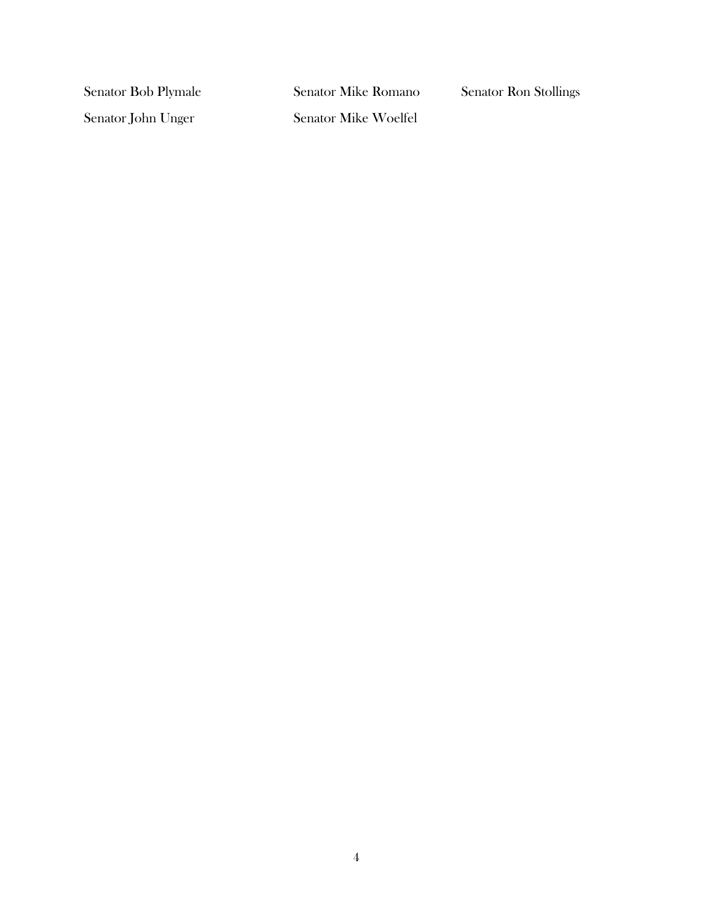| | | |
|---|---|---|
| Senator Bob Plymale | Senator Mike Romano | Senator Ron Stollings |
| Senator John Unger | Senator Mike Woelfel | |